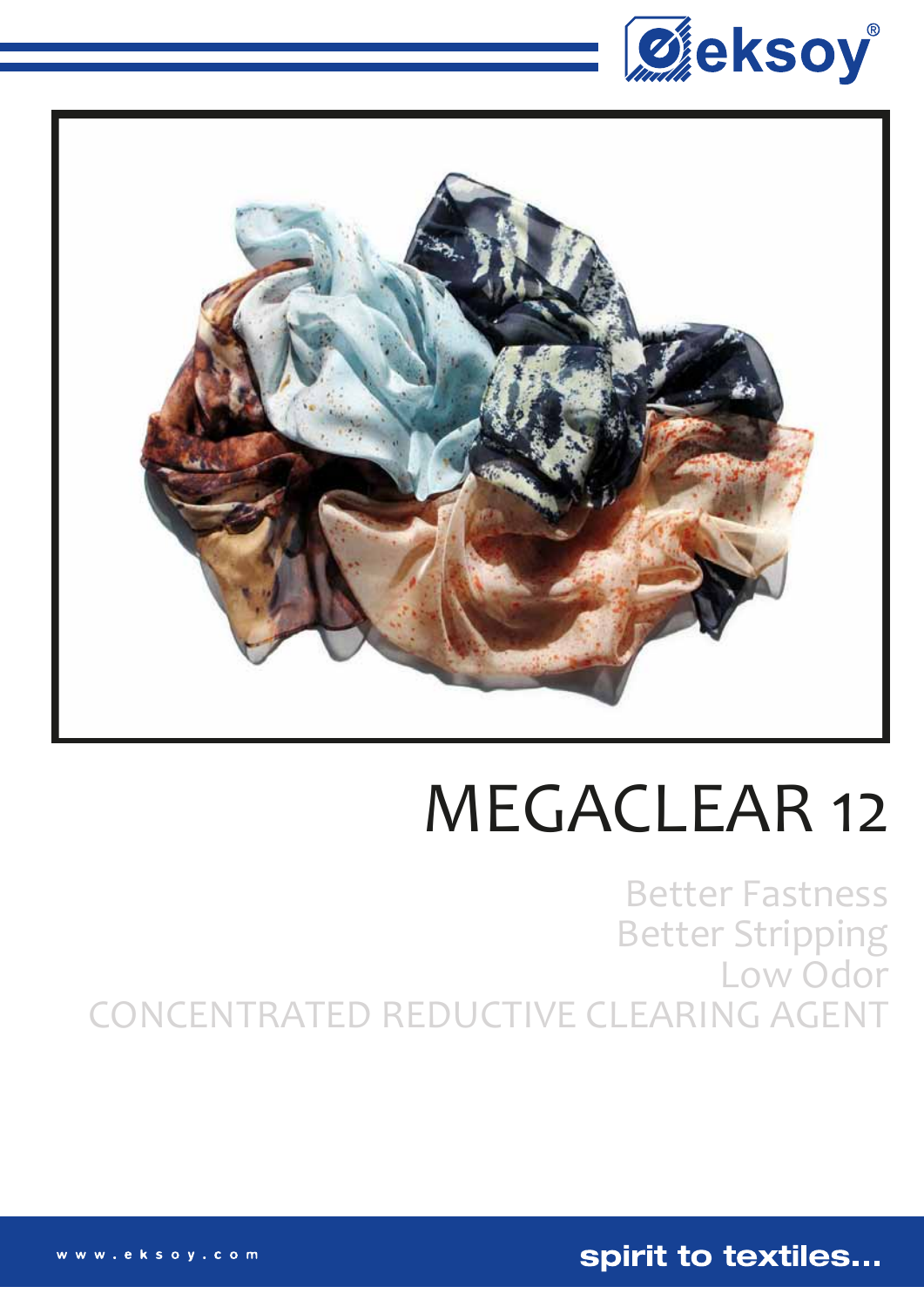# MEGACLEAR 12

Better Fastness
Better Stripping
Low Odor
CONCENTRATED REDUCTIVE CLEARING AGENT

www.eksoy.com

spirit to textiles...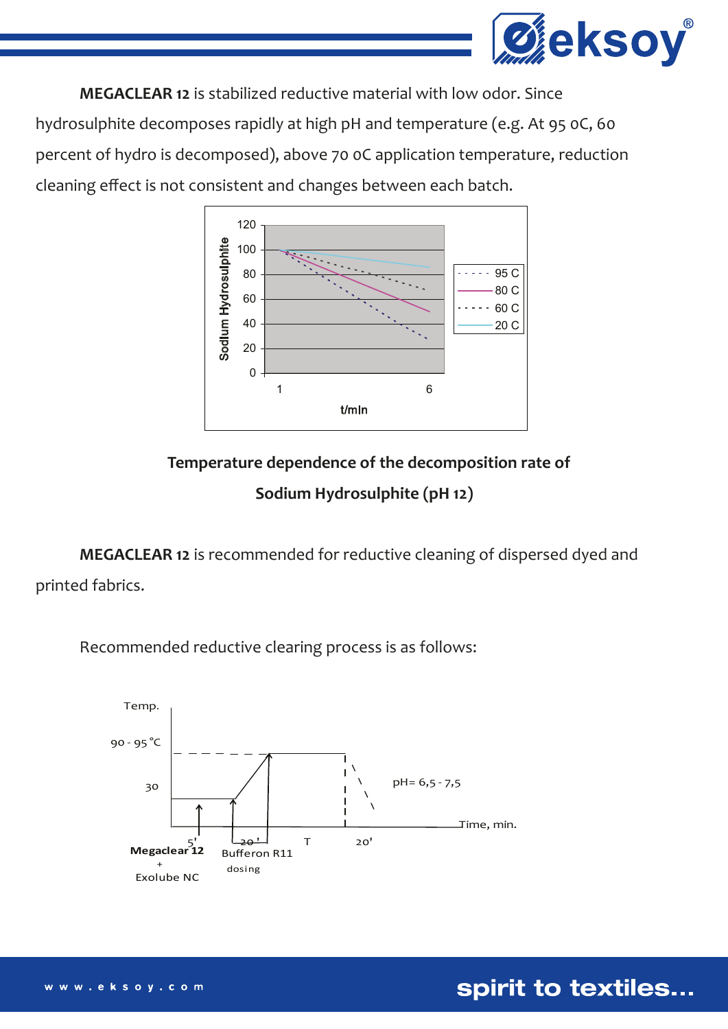**MEGACLEAR 12** is stabilized reductive material with low odor. Since hydrosulphite decomposes rapidly at high pH and temperature (e.g. At 95 oC, 60 percent of hydro is decomposed), above 70 oC application temperature, reduction cleaning effect is not consistent and changes between each batch.

**Temperature dependence of the decomposition rate of Sodium Hydrosulphite (pH 12)**

**MEGACLEAR 12** is recommended for reductive cleaning of dispersed dyed and printed fabrics.

Recommended reductive clearing process is as follows: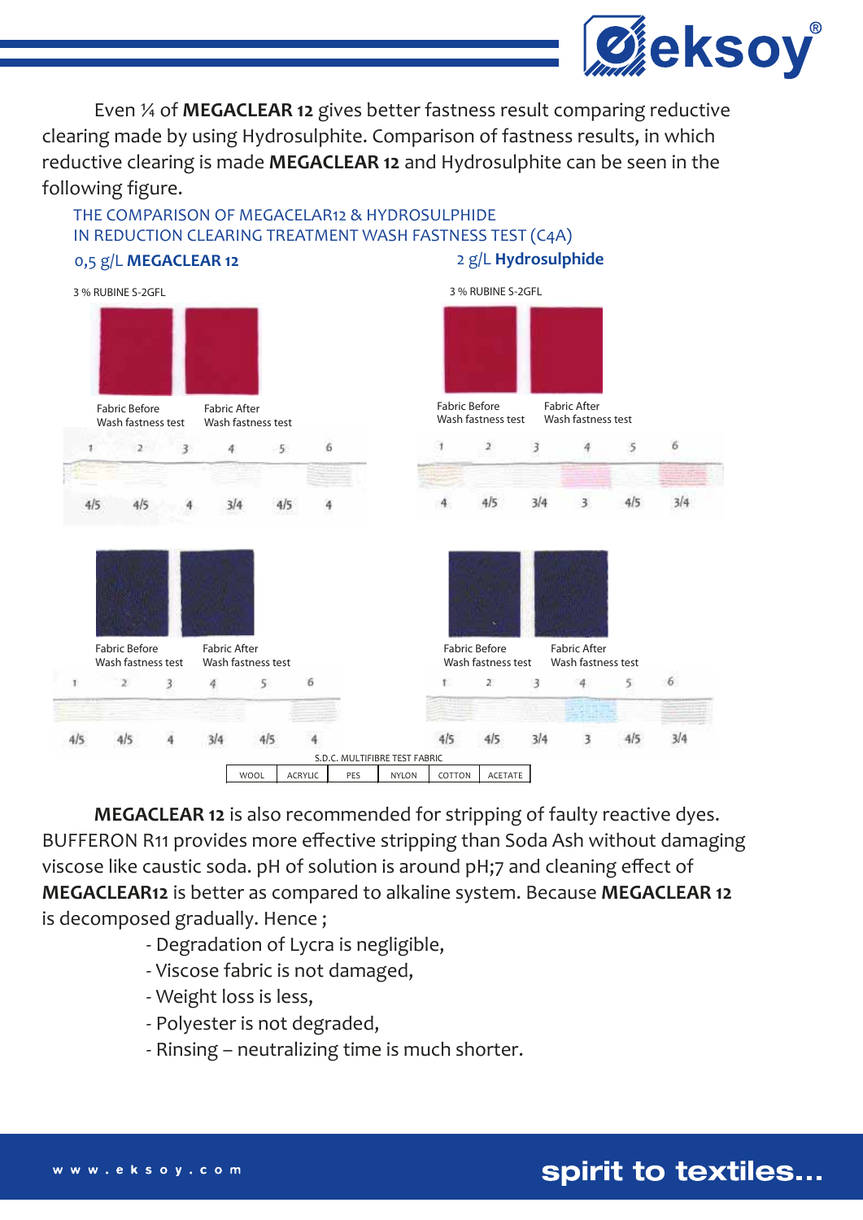Even ¼ of **MEGACLEAR 12** gives better fastness result comparing reductive clearing made by using Hydrosulphite. Comparison of fastness results, in which reductive clearing is made **MEGACLEAR 12** and Hydrosulphite can be seen in the following figure.

THE COMPARISON OF MEGACELAR12 & HYDROSULPHIDE
IN REDUCTION CLEARING TREATMENT WASH FASTNESS TEST (C4A)

0,5 g/L **MEGACLEAR 12** | 2 g/L **Hydrosulphide**

3 % RUBINE S-2GFL

| | 1 | 2 | 3 | 4 | 5 | 6 |
|---|---|---|---|---|---|---|
| 0,5 g/L MEGACLEAR 12 | 4/5 | 4/5 | 4 | 3/4 | 4/5 | 4 |
| 2 g/L Hydrosulphide | 4 | 4/5 | 3/4 | 3 | 4/5 | 3/4 |

Fabric Before Wash fastness test — Fabric After Wash fastness test

| | 1 | 2 | 3 | 4 | 5 | 6 |
|---|---|---|---|---|---|---|
| 0,5 g/L MEGACLEAR 12 | 4/5 | 4/5 | 4 | 3/4 | 4/5 | 4 |
| 2 g/L Hydrosulphide | 4/5 | 4/5 | 3/4 | 3 | 4/5 | 3/4 |

Fabric Before Wash fastness test — Fabric After Wash fastness test

S.D.C. MULTIFIBRE TEST FABRIC

| WOOL | ACRYLIC | PES | NYLON | COTTON | ACETATE |
|---|---|---|---|---|---|

**MEGACLEAR 12** is also recommended for stripping of faulty reactive dyes. BUFFERON R11 provides more effective stripping than Soda Ash without damaging viscose like caustic soda. pH of solution is around pH;7 and cleaning effect of **MEGACLEAR12** is better as compared to alkaline system. Because **MEGACLEAR 12** is decomposed gradually. Hence ;

- Degradation of Lycra is negligible,
- Viscose fabric is not damaged,
- Weight loss is less,
- Polyester is not degraded,
- Rinsing – neutralizing time is much shorter.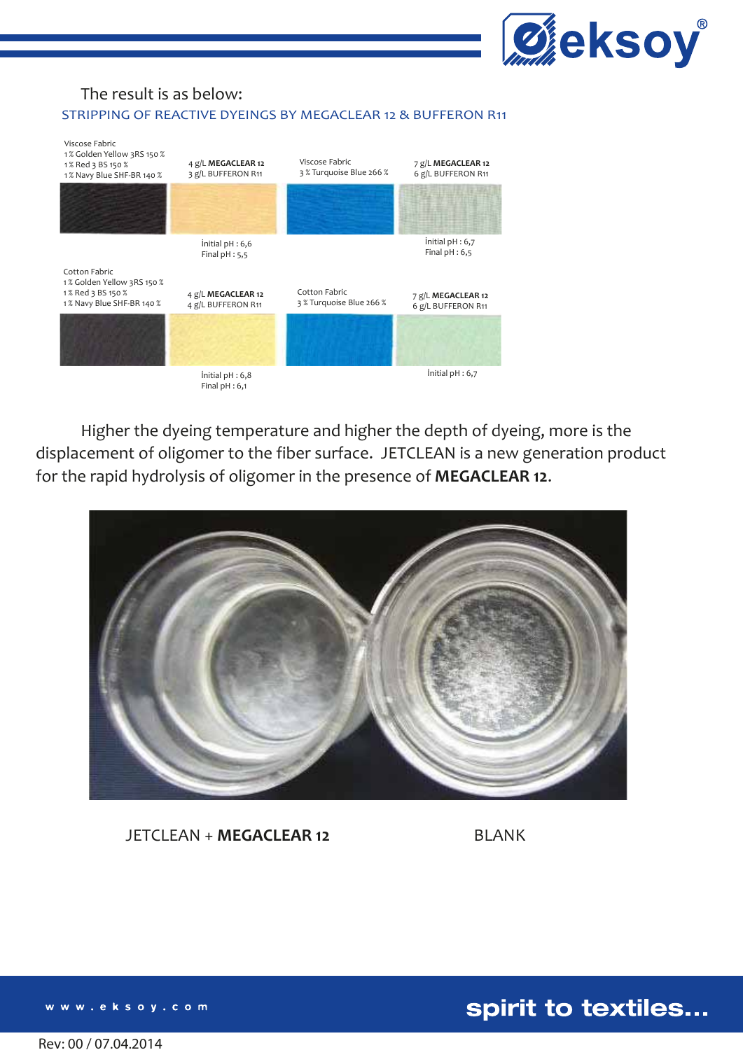The result is as below:

STRIPPING OF REACTIVE DYEINGS BY MEGACLEAR 12 & BUFFERON R11

Viscose Fabric
1 % Golden Yellow 3RS 150 %
1 % Red 3 BS 150 %
1 % Navy Blue SHF-BR 140 %

4 g/L **MEGACLEAR 12**
3 g/L BUFFERON R11

İnitial pH : 6,6
Final pH : 5,5

Viscose Fabric
3 % Turquoise Blue 266 %

7 g/L **MEGACLEAR 12**
6 g/L BUFFERON R11

İnitial pH : 6,7
Final pH : 6,5

Cotton Fabric
1 % Golden Yellow 3RS 150 %
1 % Red 3 BS 150 %
1 % Navy Blue SHF-BR 140 %

4 g/L **MEGACLEAR 12**
4 g/L BUFFERON R11

İnitial pH : 6,8
Final pH : 6,1

Cotton Fabric
3 % Turquoise Blue 266 %

7 g/L **MEGACLEAR 12**
6 g/L BUFFERON R11

İnitial pH : 6,7

Higher the dyeing temperature and higher the depth of dyeing, more is the displacement of oligomer to the fiber surface. JETCLEAN is a new generation product for the rapid hydrolysis of oligomer in the presence of **MEGACLEAR 12**.

JETCLEAN + **MEGACLEAR 12** BLANK

Rev: 00 / 07.04.2014